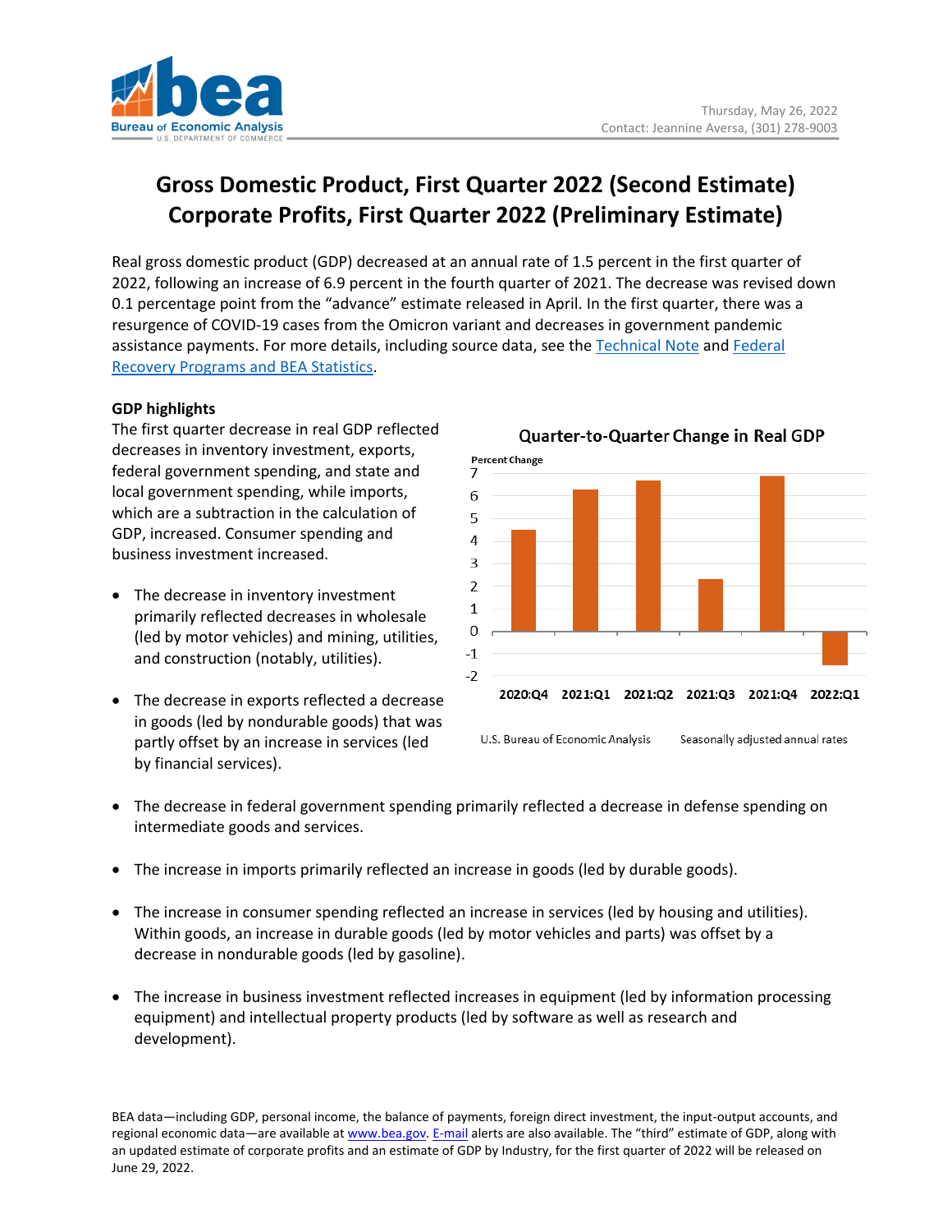Thursday, May 26, 2022
Contact: Jeannine Aversa, (301) 278-9003

# Gross Domestic Product, First Quarter 2022 (Second Estimate) Corporate Profits, First Quarter 2022 (Preliminary Estimate)

Real gross domestic product (GDP) decreased at an annual rate of 1.5 percent in the first quarter of 2022, following an increase of 6.9 percent in the fourth quarter of 2021. The decrease was revised down 0.1 percentage point from the "advance" estimate released in April. In the first quarter, there was a resurgence of COVID-19 cases from the Omicron variant and decreases in government pandemic assistance payments. For more details, including source data, see the Technical Note and Federal Recovery Programs and BEA Statistics.

**GDP highlights**

The first quarter decrease in real GDP reflected decreases in inventory investment, exports, federal government spending, and state and local government spending, while imports, which are a subtraction in the calculation of GDP, increased. Consumer spending and business investment increased.

Quarter-to-Quarter Change in Real GDP

Percent Change

7
6
5
4
3
2
1
0
-1
-2

2020:Q4 2021:Q1 2021:Q2 2021:Q3 2021:Q4 2022:Q1

U.S. Bureau of Economic Analysis Seasonally adjusted annual rates

- The decrease in inventory investment primarily reflected decreases in wholesale (led by motor vehicles) and mining, utilities, and construction (notably, utilities).

- The decrease in exports reflected a decrease in goods (led by nondurable goods) that was partly offset by an increase in services (led by financial services).

- The decrease in federal government spending primarily reflected a decrease in defense spending on intermediate goods and services.

- The increase in imports primarily reflected an increase in goods (led by durable goods).

- The increase in consumer spending reflected an increase in services (led by housing and utilities). Within goods, an increase in durable goods (led by motor vehicles and parts) was offset by a decrease in nondurable goods (led by gasoline).

- The increase in business investment reflected increases in equipment (led by information processing equipment) and intellectual property products (led by software as well as research and development).

BEA data—including GDP, personal income, the balance of payments, foreign direct investment, the input-output accounts, and regional economic data—are available at www.bea.gov. E-mail alerts are also available. The "third" estimate of GDP, along with an updated estimate of corporate profits and an estimate of GDP by Industry, for the first quarter of 2022 will be released on June 29, 2022.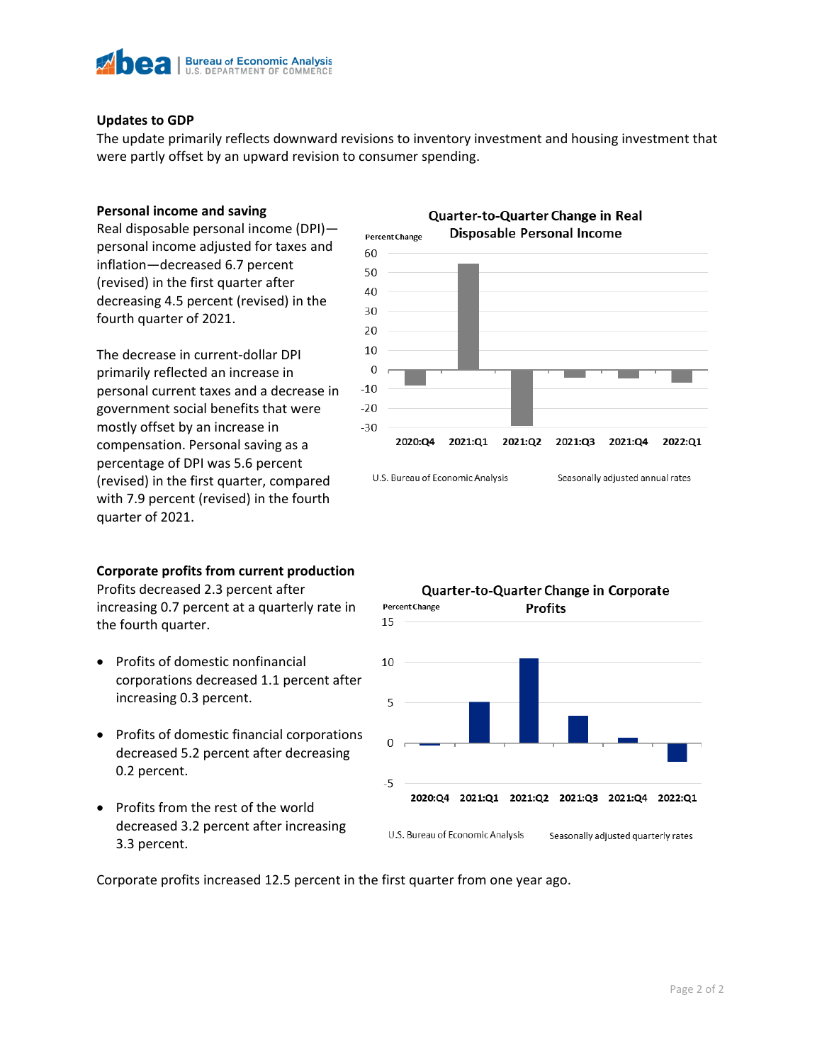## Updates to GDP

The update primarily reflects downward revisions to inventory investment and housing investment that were partly offset by an upward revision to consumer spending.

### Personal income and saving

Real disposable personal income (DPI)—personal income adjusted for taxes and inflation—decreased 6.7 percent (revised) in the first quarter after decreasing 4.5 percent (revised) in the fourth quarter of 2021.

The decrease in current-dollar DPI primarily reflected an increase in personal current taxes and a decrease in government social benefits that were mostly offset by an increase in compensation. Personal saving as a percentage of DPI was 5.6 percent (revised) in the first quarter, compared with 7.9 percent (revised) in the fourth quarter of 2021.

Quarter-to-Quarter Change in Real Disposable Personal Income

Percent Change

60
50
40
30
20
10
0
-10
-20
-30

2020:Q4 2021:Q1 2021:Q2 2021:Q3 2021:Q4 2022:Q1

U.S. Bureau of Economic Analysis

Seasonally adjusted annual rates

### Corporate profits from current production

Profits decreased 2.3 percent after increasing 0.7 percent at a quarterly rate in the fourth quarter.

- Profits of domestic nonfinancial corporations decreased 1.1 percent after increasing 0.3 percent.
- Profits of domestic financial corporations decreased 5.2 percent after decreasing 0.2 percent.
- Profits from the rest of the world decreased 3.2 percent after increasing 3.3 percent.

Quarter-to-Quarter Change in Corporate Profits

Percent Change

15
10
5
0
-5

2020:Q4 2021:Q1 2021:Q2 2021:Q3 2021:Q4 2022:Q1

U.S. Bureau of Economic Analysis

Seasonally adjusted quarterly rates

Corporate profits increased 12.5 percent in the first quarter from one year ago.